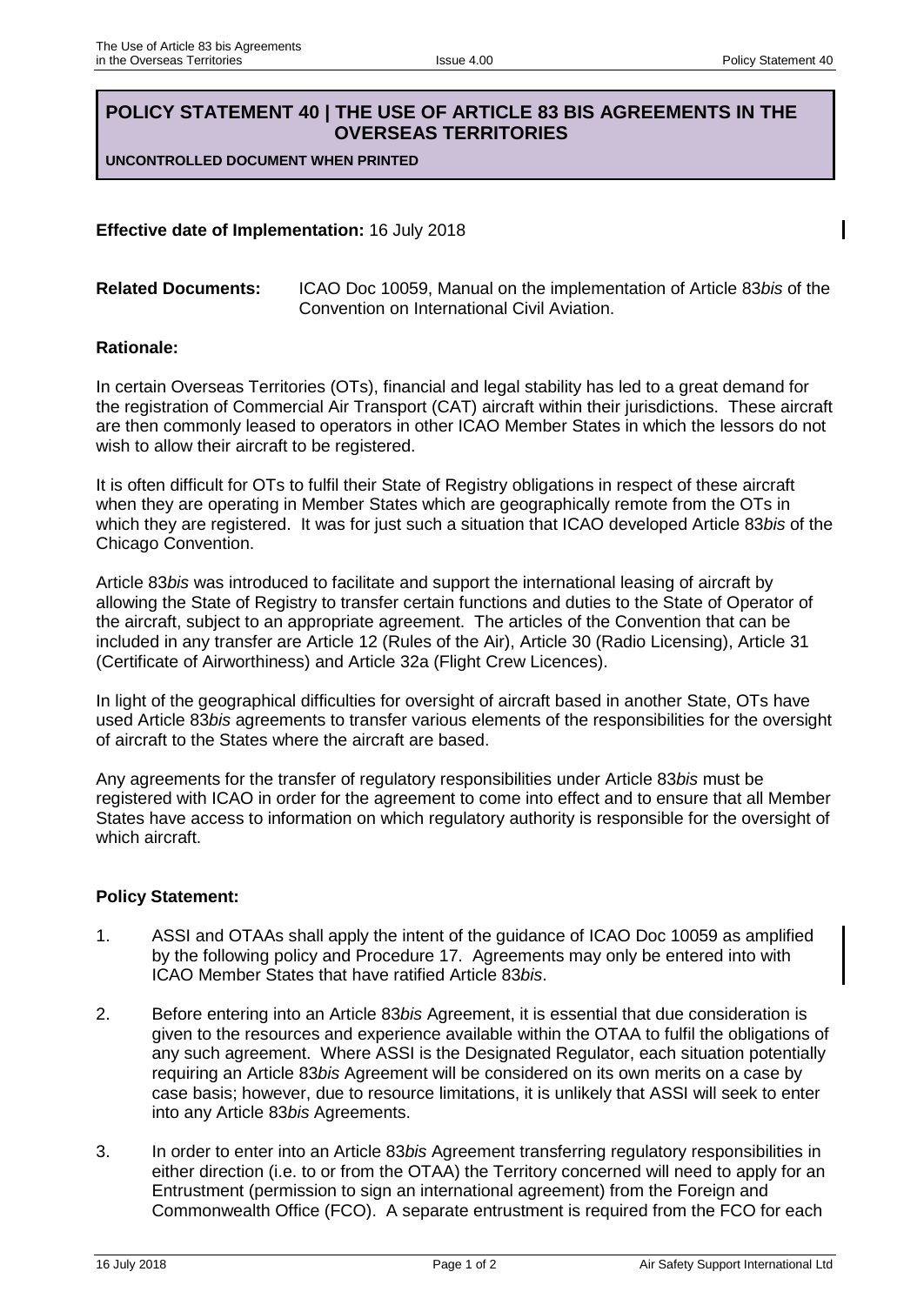# POLICY STATEMENT 40 | THE USE OF ARTICLE 83 BIS AGREEMENTS IN THE OVERSEAS TERRITORIES

**UNCONTROLLED DOCUMENT WHEN PRINTED**

**Effective date of Implementation:** 16 July 2018

**Related Documents:** ICAO Doc 10059, Manual on the implementation of Article 83*bis* of the Convention on International Civil Aviation.

**Rationale:**

In certain Overseas Territories (OTs), financial and legal stability has led to a great demand for the registration of Commercial Air Transport (CAT) aircraft within their jurisdictions. These aircraft are then commonly leased to operators in other ICAO Member States in which the lessors do not wish to allow their aircraft to be registered.

It is often difficult for OTs to fulfil their State of Registry obligations in respect of these aircraft when they are operating in Member States which are geographically remote from the OTs in which they are registered. It was for just such a situation that ICAO developed Article 83*bis* of the Chicago Convention.

Article 83*bis* was introduced to facilitate and support the international leasing of aircraft by allowing the State of Registry to transfer certain functions and duties to the State of Operator of the aircraft, subject to an appropriate agreement. The articles of the Convention that can be included in any transfer are Article 12 (Rules of the Air), Article 30 (Radio Licensing), Article 31 (Certificate of Airworthiness) and Article 32a (Flight Crew Licences).

In light of the geographical difficulties for oversight of aircraft based in another State, OTs have used Article 83*bis* agreements to transfer various elements of the responsibilities for the oversight of aircraft to the States where the aircraft are based.

Any agreements for the transfer of regulatory responsibilities under Article 83*bis* must be registered with ICAO in order for the agreement to come into effect and to ensure that all Member States have access to information on which regulatory authority is responsible for the oversight of which aircraft.

**Policy Statement:**

1. ASSI and OTAAs shall apply the intent of the guidance of ICAO Doc 10059 as amplified by the following policy and Procedure 17. Agreements may only be entered into with ICAO Member States that have ratified Article 83*bis*.

2. Before entering into an Article 83*bis* Agreement, it is essential that due consideration is given to the resources and experience available within the OTAA to fulfil the obligations of any such agreement. Where ASSI is the Designated Regulator, each situation potentially requiring an Article 83*bis* Agreement will be considered on its own merits on a case by case basis; however, due to resource limitations, it is unlikely that ASSI will seek to enter into any Article 83*bis* Agreements.

3. In order to enter into an Article 83*bis* Agreement transferring regulatory responsibilities in either direction (i.e. to or from the OTAA) the Territory concerned will need to apply for an Entrustment (permission to sign an international agreement) from the Foreign and Commonwealth Office (FCO). A separate entrustment is required from the FCO for each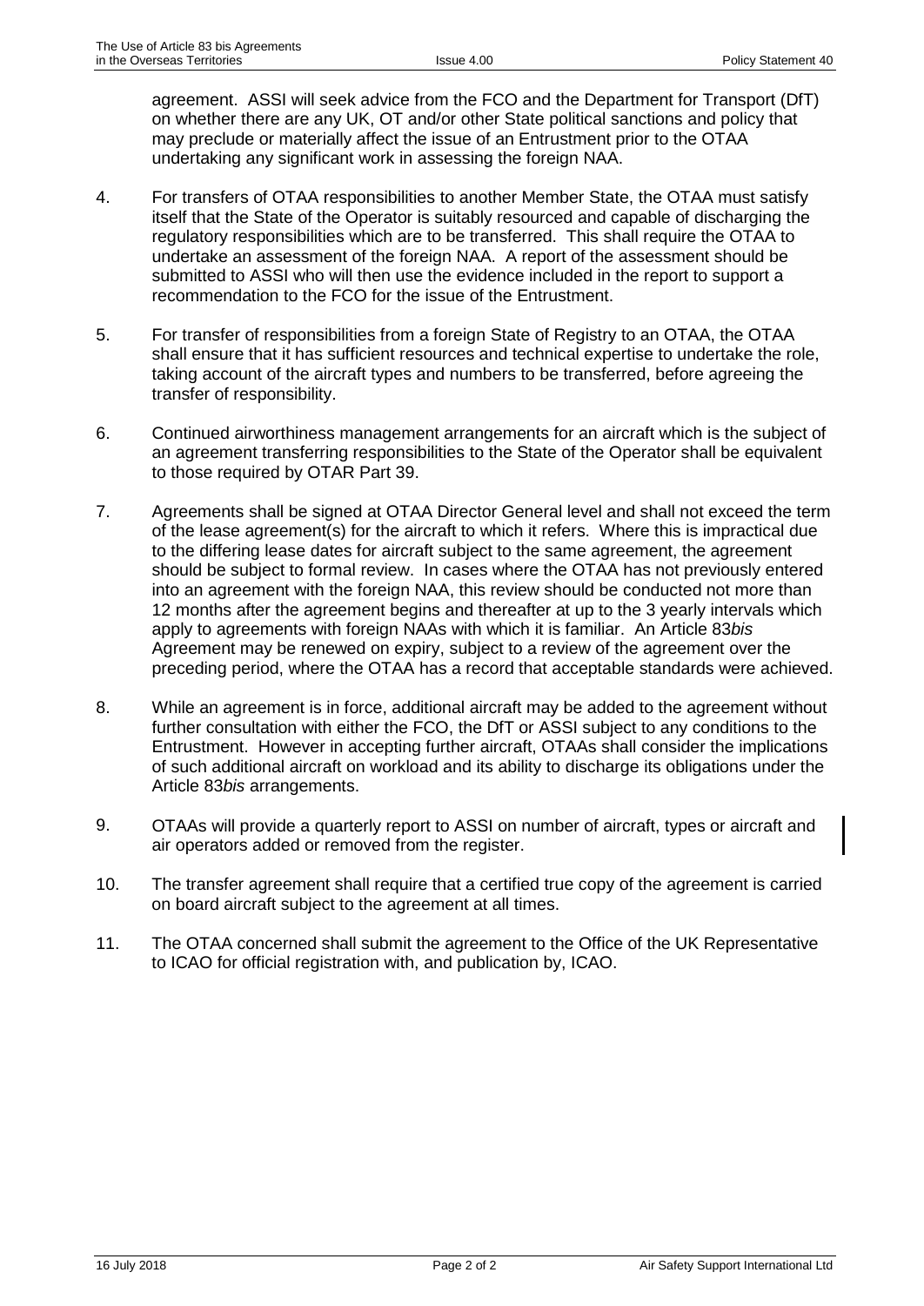agreement. ASSI will seek advice from the FCO and the Department for Transport (DfT) on whether there are any UK, OT and/or other State political sanctions and policy that may preclude or materially affect the issue of an Entrustment prior to the OTAA undertaking any significant work in assessing the foreign NAA.

4. For transfers of OTAA responsibilities to another Member State, the OTAA must satisfy itself that the State of the Operator is suitably resourced and capable of discharging the regulatory responsibilities which are to be transferred. This shall require the OTAA to undertake an assessment of the foreign NAA. A report of the assessment should be submitted to ASSI who will then use the evidence included in the report to support a recommendation to the FCO for the issue of the Entrustment.

5. For transfer of responsibilities from a foreign State of Registry to an OTAA, the OTAA shall ensure that it has sufficient resources and technical expertise to undertake the role, taking account of the aircraft types and numbers to be transferred, before agreeing the transfer of responsibility.

6. Continued airworthiness management arrangements for an aircraft which is the subject of an agreement transferring responsibilities to the State of the Operator shall be equivalent to those required by OTAR Part 39.

7. Agreements shall be signed at OTAA Director General level and shall not exceed the term of the lease agreement(s) for the aircraft to which it refers. Where this is impractical due to the differing lease dates for aircraft subject to the same agreement, the agreement should be subject to formal review. In cases where the OTAA has not previously entered into an agreement with the foreign NAA, this review should be conducted not more than 12 months after the agreement begins and thereafter at up to the 3 yearly intervals which apply to agreements with foreign NAAs with which it is familiar. An Article 83*bis* Agreement may be renewed on expiry, subject to a review of the agreement over the preceding period, where the OTAA has a record that acceptable standards were achieved.

8. While an agreement is in force, additional aircraft may be added to the agreement without further consultation with either the FCO, the DfT or ASSI subject to any conditions to the Entrustment. However in accepting further aircraft, OTAAs shall consider the implications of such additional aircraft on workload and its ability to discharge its obligations under the Article 83*bis* arrangements.

9. OTAAs will provide a quarterly report to ASSI on number of aircraft, types or aircraft and air operators added or removed from the register.

10. The transfer agreement shall require that a certified true copy of the agreement is carried on board aircraft subject to the agreement at all times.

11. The OTAA concerned shall submit the agreement to the Office of the UK Representative to ICAO for official registration with, and publication by, ICAO.